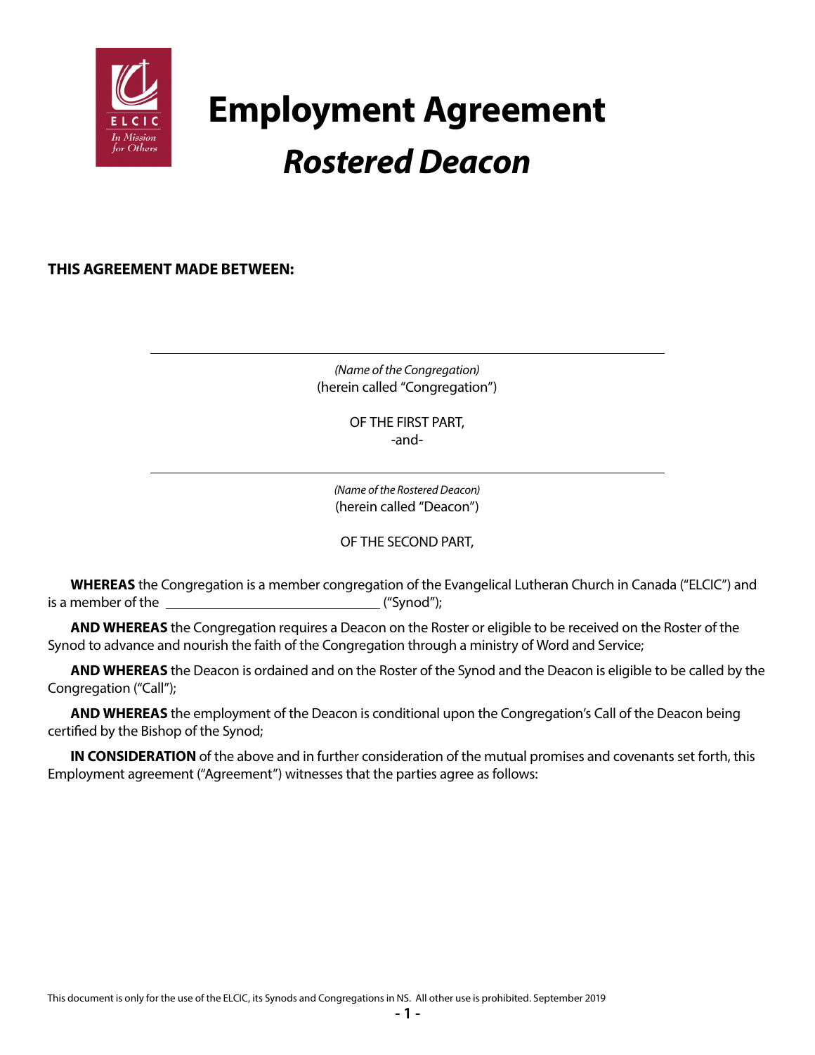# Employment Agreement

## *Rostered Deacon*

**THIS AGREEMENT MADE BETWEEN:**

\_\_\_\_\_\_\_\_\_\_\_\_\_\_\_\_\_\_\_\_\_\_\_\_\_\_\_\_\_\_\_\_\_\_\_\_\_\_\_\_

*(Name of the Congregation)*
(herein called "Congregation")

OF THE FIRST PART,
-and-

\_\_\_\_\_\_\_\_\_\_\_\_\_\_\_\_\_\_\_\_\_\_\_\_\_\_\_\_\_\_\_\_\_\_\_\_\_\_\_\_

*(Name of the Rostered Deacon)*
(herein called "Deacon")

OF THE SECOND PART,

**WHEREAS** the Congregation is a member congregation of the Evangelical Lutheran Church in Canada ("ELCIC") and is a member of the \_\_\_\_\_\_\_\_\_\_\_\_\_\_\_\_\_\_\_\_\_\_\_\_\_\_\_\_ ("Synod");

**AND WHEREAS** the Congregation requires a Deacon on the Roster or eligible to be received on the Roster of the Synod to advance and nourish the faith of the Congregation through a ministry of Word and Service;

**AND WHEREAS** the Deacon is ordained and on the Roster of the Synod and the Deacon is eligible to be called by the Congregation ("Call");

**AND WHEREAS** the employment of the Deacon is conditional upon the Congregation's Call of the Deacon being certified by the Bishop of the Synod;

**IN CONSIDERATION** of the above and in further consideration of the mutual promises and covenants set forth, this Employment agreement ("Agreement") witnesses that the parties agree as follows:

This document is only for the use of the ELCIC, its Synods and Congregations in NS. All other use is prohibited. September 2019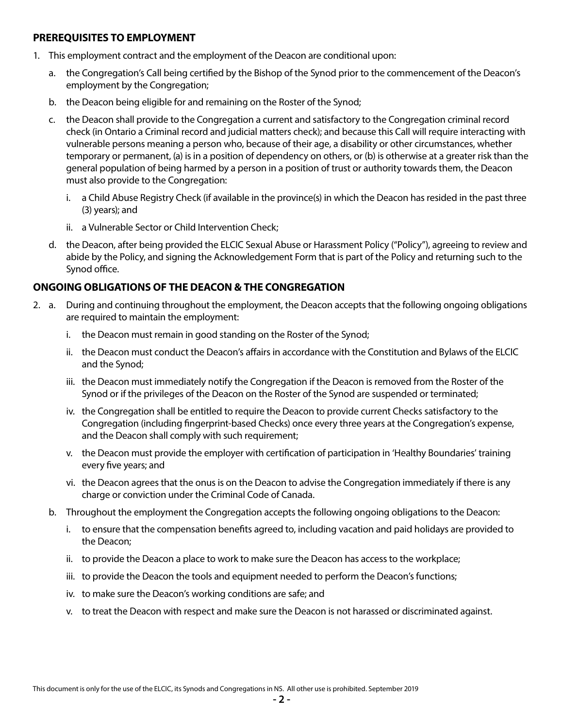## PREREQUISITES TO EMPLOYMENT

1. This employment contract and the employment of the Deacon are conditional upon:
   a. the Congregation's Call being certified by the Bishop of the Synod prior to the commencement of the Deacon's employment by the Congregation;
   b. the Deacon being eligible for and remaining on the Roster of the Synod;
   c. the Deacon shall provide to the Congregation a current and satisfactory to the Congregation criminal record check (in Ontario a Criminal record and judicial matters check); and because this Call will require interacting with vulnerable persons meaning a person who, because of their age, a disability or other circumstances, whether temporary or permanent, (a) is in a position of dependency on others, or (b) is otherwise at a greater risk than the general population of being harmed by a person in a position of trust or authority towards them, the Deacon must also provide to the Congregation:
      i. a Child Abuse Registry Check (if available in the province(s) in which the Deacon has resided in the past three (3) years); and
      ii. a Vulnerable Sector or Child Intervention Check;
   d. the Deacon, after being provided the ELCIC Sexual Abuse or Harassment Policy ("Policy"), agreeing to review and abide by the Policy, and signing the Acknowledgement Form that is part of the Policy and returning such to the Synod office.

## ONGOING OBLIGATIONS OF THE DEACON & THE CONGREGATION

2. a. During and continuing throughout the employment, the Deacon accepts that the following ongoing obligations are required to maintain the employment:
      i. the Deacon must remain in good standing on the Roster of the Synod;
      ii. the Deacon must conduct the Deacon's affairs in accordance with the Constitution and Bylaws of the ELCIC and the Synod;
      iii. the Deacon must immediately notify the Congregation if the Deacon is removed from the Roster of the Synod or if the privileges of the Deacon on the Roster of the Synod are suspended or terminated;
      iv. the Congregation shall be entitled to require the Deacon to provide current Checks satisfactory to the Congregation (including fingerprint-based Checks) once every three years at the Congregation's expense, and the Deacon shall comply with such requirement;
      v. the Deacon must provide the employer with certification of participation in 'Healthy Boundaries' training every five years; and
      vi. the Deacon agrees that the onus is on the Deacon to advise the Congregation immediately if there is any charge or conviction under the Criminal Code of Canada.

   b. Throughout the employment the Congregation accepts the following ongoing obligations to the Deacon:
      i. to ensure that the compensation benefits agreed to, including vacation and paid holidays are provided to the Deacon;
      ii. to provide the Deacon a place to work to make sure the Deacon has access to the workplace;
      iii. to provide the Deacon the tools and equipment needed to perform the Deacon's functions;
      iv. to make sure the Deacon's working conditions are safe; and
      v. to treat the Deacon with respect and make sure the Deacon is not harassed or discriminated against.

This document is only for the use of the ELCIC, its Synods and Congregations in NS. All other use is prohibited. September 2019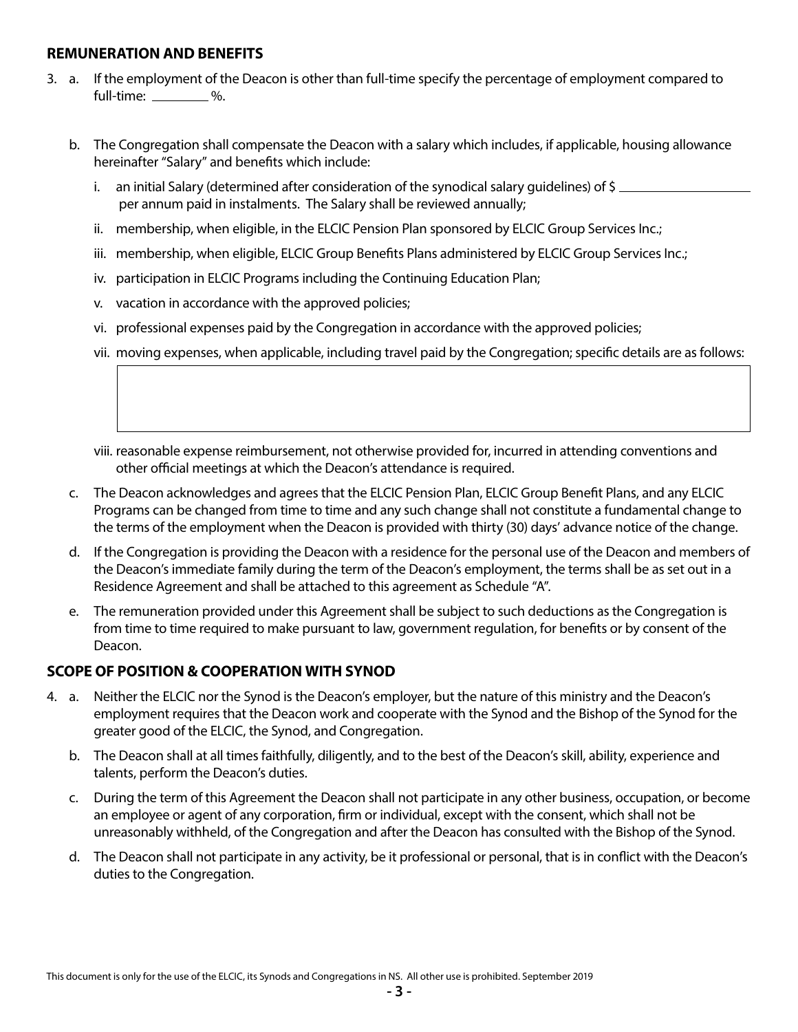### REMUNERATION AND BENEFITS

3. a. If the employment of the Deacon is other than full-time specify the percentage of employment compared to full-time: ________ %.

   b. The Congregation shall compensate the Deacon with a salary which includes, if applicable, housing allowance hereinafter "Salary" and benefits which include:

      i. an initial Salary (determined after consideration of the synodical salary guidelines) of $ ____________________ per annum paid in instalments. The Salary shall be reviewed annually;

      ii. membership, when eligible, in the ELCIC Pension Plan sponsored by ELCIC Group Services Inc.;

      iii. membership, when eligible, ELCIC Group Benefits Plans administered by ELCIC Group Services Inc.;

      iv. participation in ELCIC Programs including the Continuing Education Plan;

      v. vacation in accordance with the approved policies;

      vi. professional expenses paid by the Congregation in accordance with the approved policies;

      vii. moving expenses, when applicable, including travel paid by the Congregation; specific details are as follows:

      | |
      |---|
      | |

      viii. reasonable expense reimbursement, not otherwise provided for, incurred in attending conventions and other official meetings at which the Deacon's attendance is required.

   c. The Deacon acknowledges and agrees that the ELCIC Pension Plan, ELCIC Group Benefit Plans, and any ELCIC Programs can be changed from time to time and any such change shall not constitute a fundamental change to the terms of the employment when the Deacon is provided with thirty (30) days' advance notice of the change.

   d. If the Congregation is providing the Deacon with a residence for the personal use of the Deacon and members of the Deacon's immediate family during the term of the Deacon's employment, the terms shall be as set out in a Residence Agreement and shall be attached to this agreement as Schedule "A".

   e. The remuneration provided under this Agreement shall be subject to such deductions as the Congregation is from time to time required to make pursuant to law, government regulation, for benefits or by consent of the Deacon.

### SCOPE OF POSITION & COOPERATION WITH SYNOD

4. a. Neither the ELCIC nor the Synod is the Deacon's employer, but the nature of this ministry and the Deacon's employment requires that the Deacon work and cooperate with the Synod and the Bishop of the Synod for the greater good of the ELCIC, the Synod, and Congregation.

   b. The Deacon shall at all times faithfully, diligently, and to the best of the Deacon's skill, ability, experience and talents, perform the Deacon's duties.

   c. During the term of this Agreement the Deacon shall not participate in any other business, occupation, or become an employee or agent of any corporation, firm or individual, except with the consent, which shall not be unreasonably withheld, of the Congregation and after the Deacon has consulted with the Bishop of the Synod.

   d. The Deacon shall not participate in any activity, be it professional or personal, that is in conflict with the Deacon's duties to the Congregation.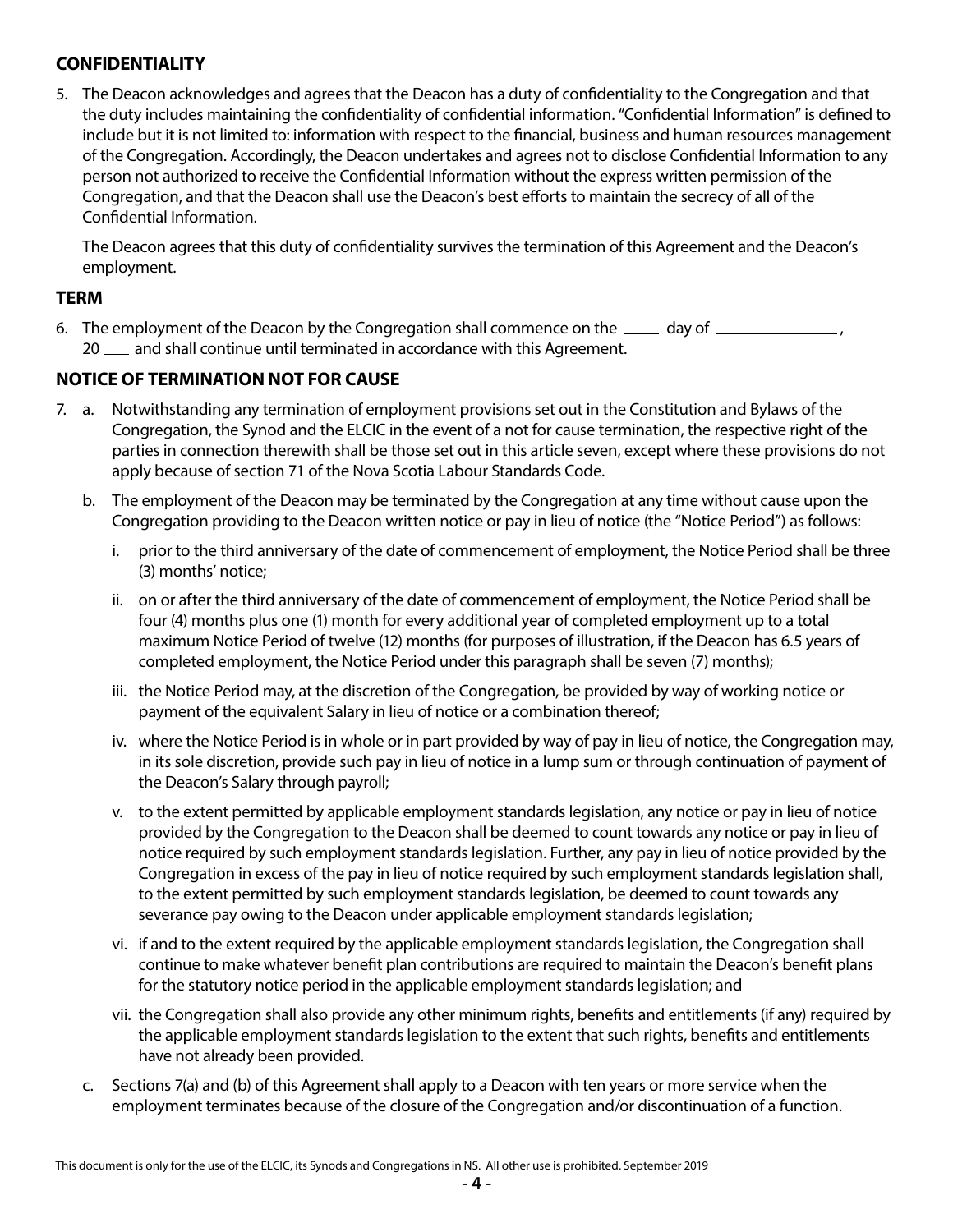## CONFIDENTIALITY

5. The Deacon acknowledges and agrees that the Deacon has a duty of confidentiality to the Congregation and that the duty includes maintaining the confidentiality of confidential information. "Confidential Information" is defined to include but it is not limited to: information with respect to the financial, business and human resources management of the Congregation. Accordingly, the Deacon undertakes and agrees not to disclose Confidential Information to any person not authorized to receive the Confidential Information without the express written permission of the Congregation, and that the Deacon shall use the Deacon's best efforts to maintain the secrecy of all of the Confidential Information.

   The Deacon agrees that this duty of confidentiality survives the termination of this Agreement and the Deacon's employment.

## TERM

6. The employment of the Deacon by the Congregation shall commence on the \_\_\_\_ day of \_\_\_\_\_\_\_\_\_\_\_\_\_\_, 20 \_\_\_ and shall continue until terminated in accordance with this Agreement.

## NOTICE OF TERMINATION NOT FOR CAUSE

7. a. Notwithstanding any termination of employment provisions set out in the Constitution and Bylaws of the Congregation, the Synod and the ELCIC in the event of a not for cause termination, the respective right of the parties in connection therewith shall be those set out in this article seven, except where these provisions do not apply because of section 71 of the Nova Scotia Labour Standards Code.

   b. The employment of the Deacon may be terminated by the Congregation at any time without cause upon the Congregation providing to the Deacon written notice or pay in lieu of notice (the "Notice Period") as follows:

      i. prior to the third anniversary of the date of commencement of employment, the Notice Period shall be three (3) months' notice;

      ii. on or after the third anniversary of the date of commencement of employment, the Notice Period shall be four (4) months plus one (1) month for every additional year of completed employment up to a total maximum Notice Period of twelve (12) months (for purposes of illustration, if the Deacon has 6.5 years of completed employment, the Notice Period under this paragraph shall be seven (7) months);

      iii. the Notice Period may, at the discretion of the Congregation, be provided by way of working notice or payment of the equivalent Salary in lieu of notice or a combination thereof;

      iv. where the Notice Period is in whole or in part provided by way of pay in lieu of notice, the Congregation may, in its sole discretion, provide such pay in lieu of notice in a lump sum or through continuation of payment of the Deacon's Salary through payroll;

      v. to the extent permitted by applicable employment standards legislation, any notice or pay in lieu of notice provided by the Congregation to the Deacon shall be deemed to count towards any notice or pay in lieu of notice required by such employment standards legislation. Further, any pay in lieu of notice provided by the Congregation in excess of the pay in lieu of notice required by such employment standards legislation shall, to the extent permitted by such employment standards legislation, be deemed to count towards any severance pay owing to the Deacon under applicable employment standards legislation;

      vi. if and to the extent required by the applicable employment standards legislation, the Congregation shall continue to make whatever benefit plan contributions are required to maintain the Deacon's benefit plans for the statutory notice period in the applicable employment standards legislation; and

      vii. the Congregation shall also provide any other minimum rights, benefits and entitlements (if any) required by the applicable employment standards legislation to the extent that such rights, benefits and entitlements have not already been provided.

   c. Sections 7(a) and (b) of this Agreement shall apply to a Deacon with ten years or more service when the employment terminates because of the closure of the Congregation and/or discontinuation of a function.

This document is only for the use of the ELCIC, its Synods and Congregations in NS. All other use is prohibited. September 2019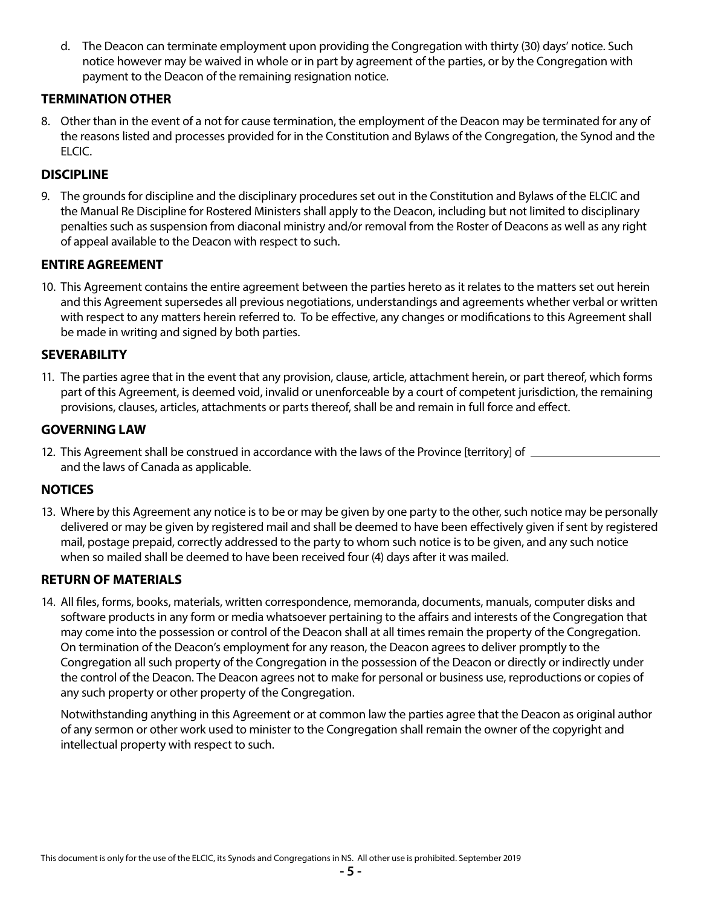d. The Deacon can terminate employment upon providing the Congregation with thirty (30) days' notice. Such notice however may be waived in whole or in part by agreement of the parties, or by the Congregation with payment to the Deacon of the remaining resignation notice.

## TERMINATION OTHER

8. Other than in the event of a not for cause termination, the employment of the Deacon may be terminated for any of the reasons listed and processes provided for in the Constitution and Bylaws of the Congregation, the Synod and the ELCIC.

## DISCIPLINE

9. The grounds for discipline and the disciplinary procedures set out in the Constitution and Bylaws of the ELCIC and the Manual Re Discipline for Rostered Ministers shall apply to the Deacon, including but not limited to disciplinary penalties such as suspension from diaconal ministry and/or removal from the Roster of Deacons as well as any right of appeal available to the Deacon with respect to such.

## ENTIRE AGREEMENT

10. This Agreement contains the entire agreement between the parties hereto as it relates to the matters set out herein and this Agreement supersedes all previous negotiations, understandings and agreements whether verbal or written with respect to any matters herein referred to. To be effective, any changes or modifications to this Agreement shall be made in writing and signed by both parties.

## SEVERABILITY

11. The parties agree that in the event that any provision, clause, article, attachment herein, or part thereof, which forms part of this Agreement, is deemed void, invalid or unenforceable by a court of competent jurisdiction, the remaining provisions, clauses, articles, attachments or parts thereof, shall be and remain in full force and effect.

## GOVERNING LAW

12. This Agreement shall be construed in accordance with the laws of the Province [territory] of ____________________ and the laws of Canada as applicable.

## NOTICES

13. Where by this Agreement any notice is to be or may be given by one party to the other, such notice may be personally delivered or may be given by registered mail and shall be deemed to have been effectively given if sent by registered mail, postage prepaid, correctly addressed to the party to whom such notice is to be given, and any such notice when so mailed shall be deemed to have been received four (4) days after it was mailed.

## RETURN OF MATERIALS

14. All files, forms, books, materials, written correspondence, memoranda, documents, manuals, computer disks and software products in any form or media whatsoever pertaining to the affairs and interests of the Congregation that may come into the possession or control of the Deacon shall at all times remain the property of the Congregation. On termination of the Deacon's employment for any reason, the Deacon agrees to deliver promptly to the Congregation all such property of the Congregation in the possession of the Deacon or directly or indirectly under the control of the Deacon. The Deacon agrees not to make for personal or business use, reproductions or copies of any such property or other property of the Congregation.

    Notwithstanding anything in this Agreement or at common law the parties agree that the Deacon as original author of any sermon or other work used to minister to the Congregation shall remain the owner of the copyright and intellectual property with respect to such.

This document is only for the use of the ELCIC, its Synods and Congregations in NS. All other use is prohibited. September 2019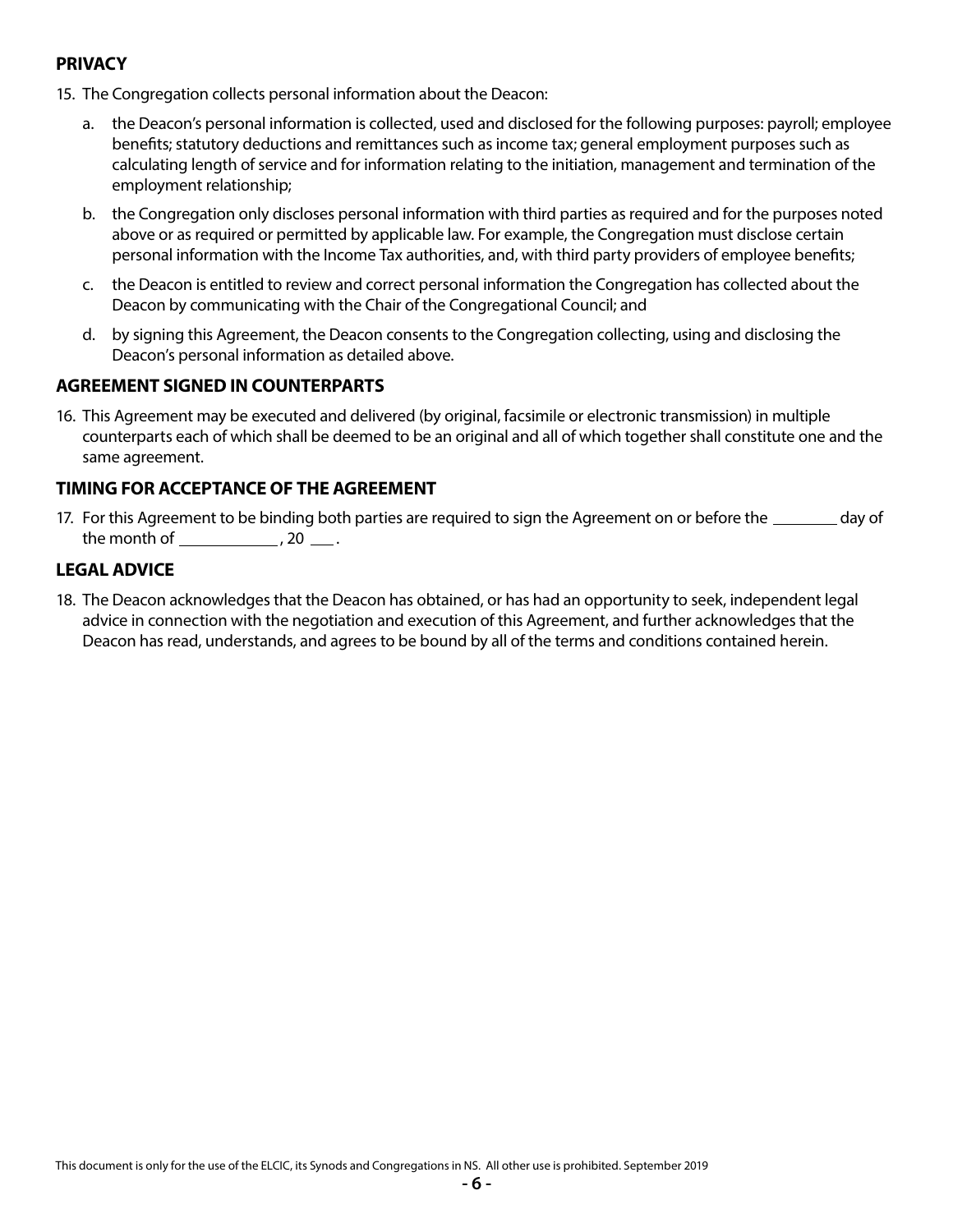## PRIVACY

15. The Congregation collects personal information about the Deacon:

    a. the Deacon's personal information is collected, used and disclosed for the following purposes: payroll; employee benefits; statutory deductions and remittances such as income tax; general employment purposes such as calculating length of service and for information relating to the initiation, management and termination of the employment relationship;

    b. the Congregation only discloses personal information with third parties as required and for the purposes noted above or as required or permitted by applicable law. For example, the Congregation must disclose certain personal information with the Income Tax authorities, and, with third party providers of employee benefits;

    c. the Deacon is entitled to review and correct personal information the Congregation has collected about the Deacon by communicating with the Chair of the Congregational Council; and

    d. by signing this Agreement, the Deacon consents to the Congregation collecting, using and disclosing the Deacon's personal information as detailed above.

## AGREEMENT SIGNED IN COUNTERPARTS

16. This Agreement may be executed and delivered (by original, facsimile or electronic transmission) in multiple counterparts each of which shall be deemed to be an original and all of which together shall constitute one and the same agreement.

## TIMING FOR ACCEPTANCE OF THE AGREEMENT

17. For this Agreement to be binding both parties are required to sign the Agreement on or before the ________ day of the month of ____________ , 20 ___ .

## LEGAL ADVICE

18. The Deacon acknowledges that the Deacon has obtained, or has had an opportunity to seek, independent legal advice in connection with the negotiation and execution of this Agreement, and further acknowledges that the Deacon has read, understands, and agrees to be bound by all of the terms and conditions contained herein.

This document is only for the use of the ELCIC, its Synods and Congregations in NS. All other use is prohibited. September 2019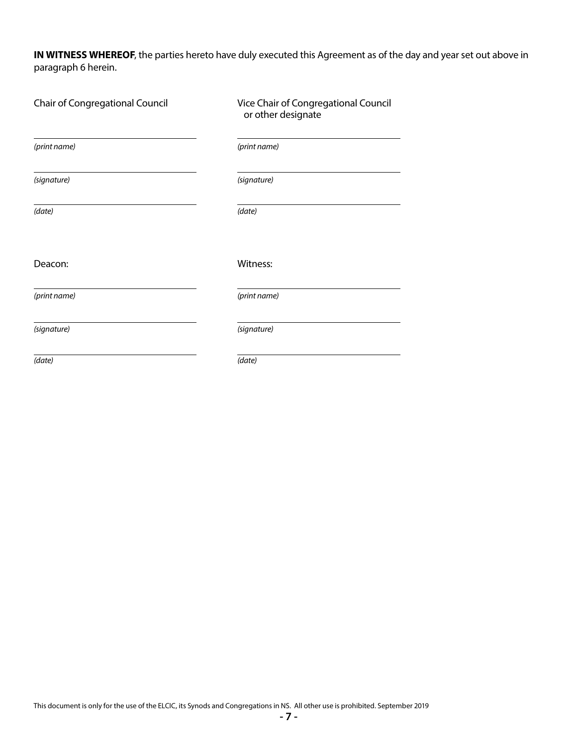**IN WITNESS WHEREOF**, the parties hereto have duly executed this Agreement as of the day and year set out above in paragraph 6 herein.

| Chair of Congregational Council | Vice Chair of Congregational Council or other designate |
| --- | --- |
| ______________________________ | ______________________________ |
| *(print name)* | *(print name)* |
| ______________________________ | ______________________________ |
| *(signature)* | *(signature)* |
| ______________________________ | ______________________________ |
| *(date)* | *(date)* |

| Deacon: | Witness: |
| --- | --- |
| ______________________________ | ______________________________ |
| *(print name)* | *(print name)* |
| ______________________________ | ______________________________ |
| *(signature)* | *(signature)* |
| ______________________________ | ______________________________ |
| *(date)* | *(date)* |

This document is only for the use of the ELCIC, its Synods and Congregations in NS. All other use is prohibited. September 2019